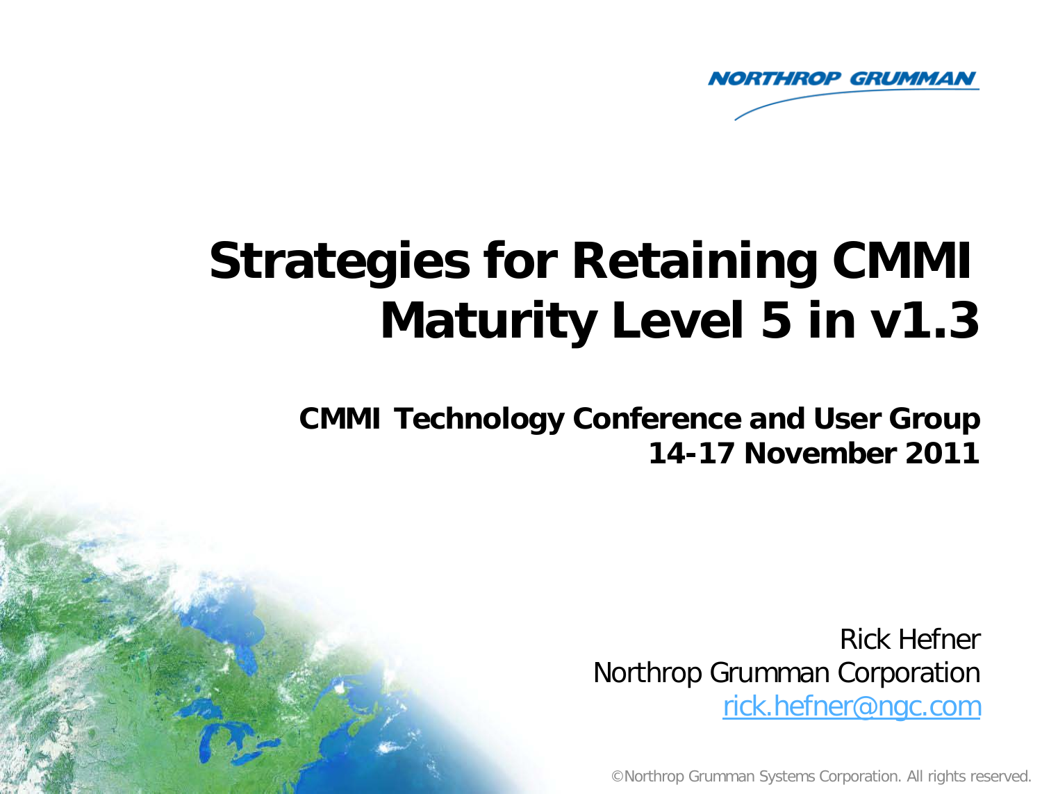NORTHROP GRUMMAN

# Strategies for Retaining CMMI Maturity Level 5 in v1.3

**CMMI Technology Conference and User Group**
**14-17 November 2011**

Rick Hefner
Northrop Grumman Corporation
rick.hefner@ngc.com

©Northrop Grumman Systems Corporation. All rights reserved.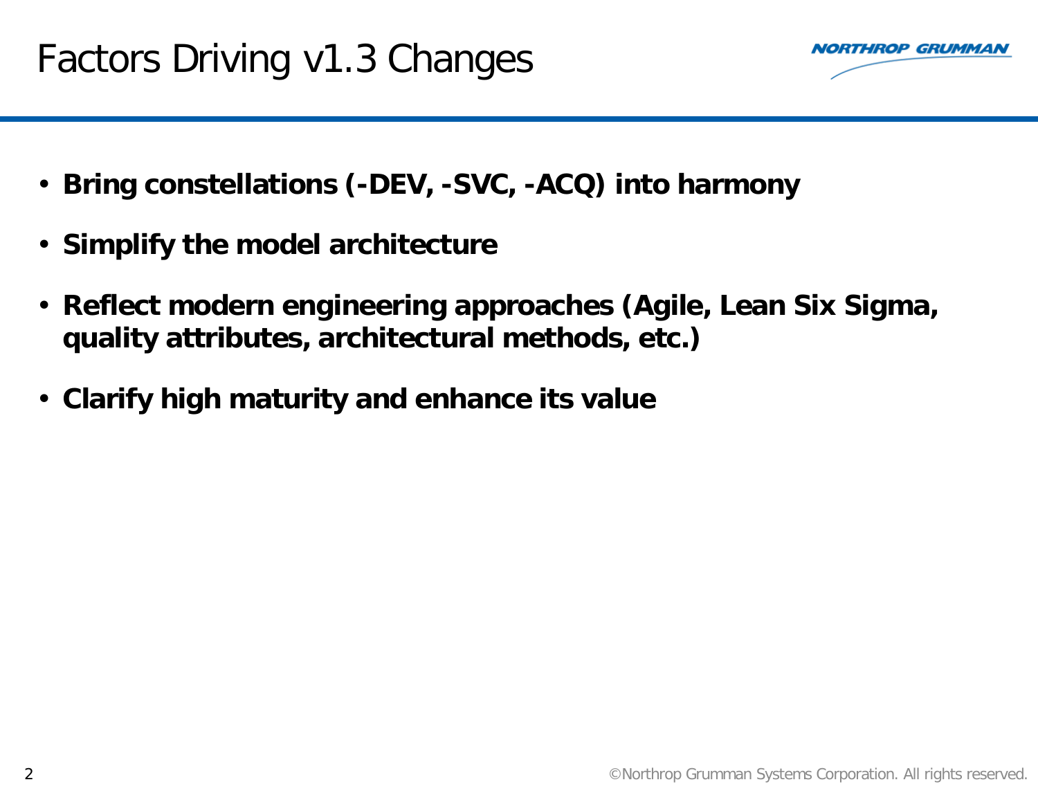# Factors Driving v1.3 Changes

- **Bring constellations (-DEV, -SVC, -ACQ) into harmony**
- **Simplify the model architecture**
- **Reflect modern engineering approaches (Agile, Lean Six Sigma, quality attributes, architectural methods, etc.)**
- **Clarify high maturity and enhance its value**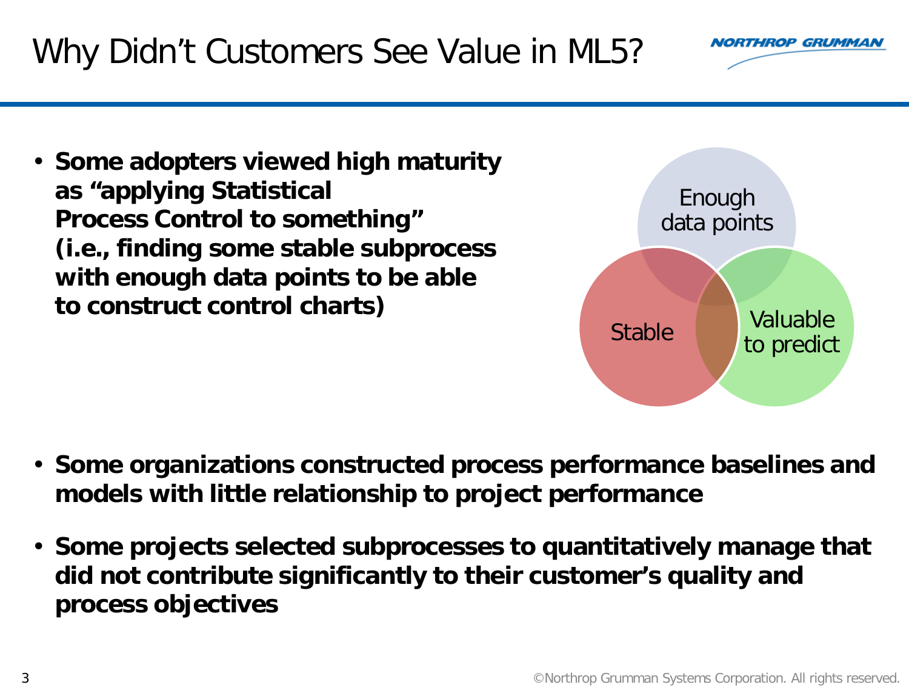# Why Didn't Customers See Value in ML5?

- **Some adopters viewed high maturity as "applying Statistical Process Control to something" (i.e., finding some stable subprocess with enough data points to be able to construct control charts)**

Enough data points

Stable

Valuable to predict

- **Some organizations constructed process performance baselines and models with little relationship to project performance**
- **Some projects selected subprocesses to quantitatively manage that did not contribute significantly to their customer's quality and process objectives**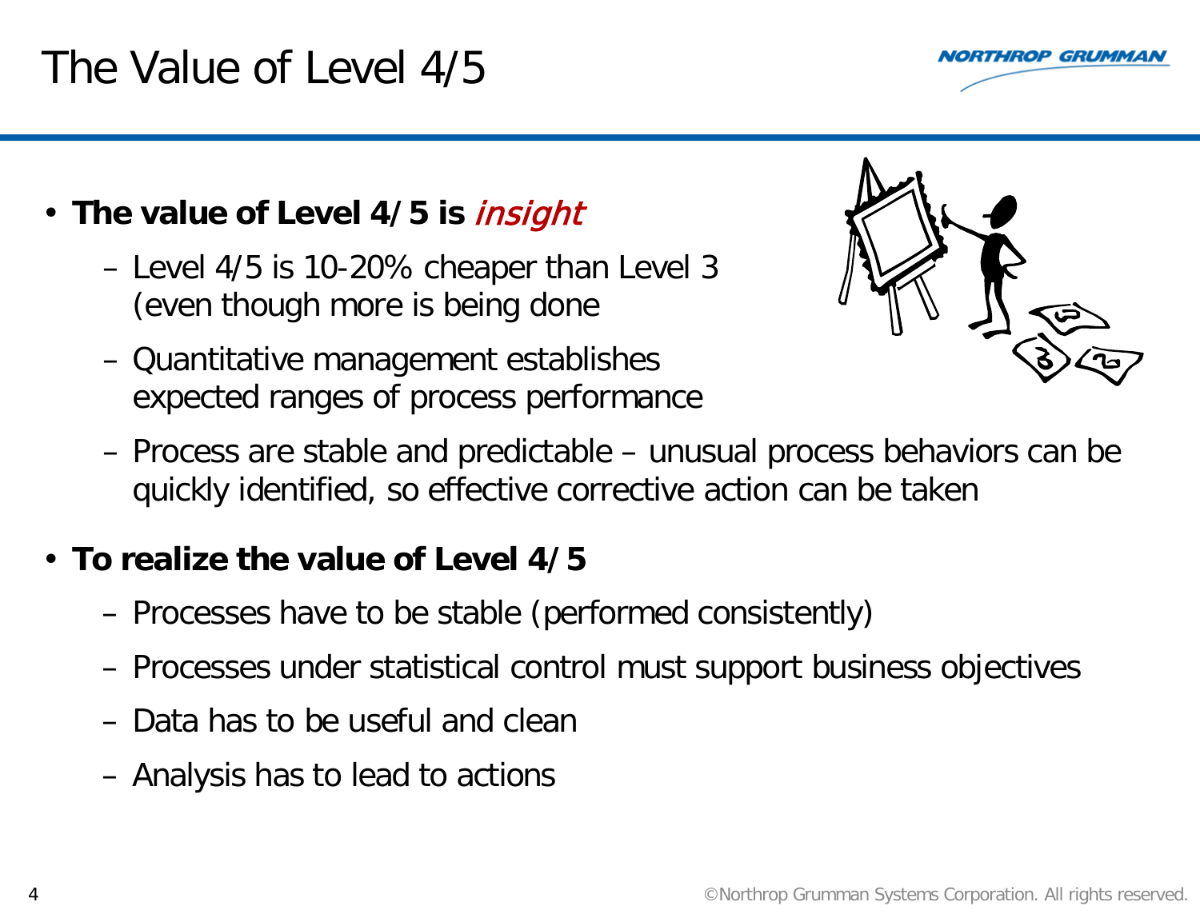# The Value of Level 4/5

- **The value of Level 4/5 is *insight***
  - Level 4/5 is 10-20% cheaper than Level 3 (even though more is being done
  - Quantitative management establishes expected ranges of process performance
  - Process are stable and predictable – unusual process behaviors can be quickly identified, so effective corrective action can be taken
- **To realize the value of Level 4/5**
  - Processes have to be stable (performed consistently)
  - Processes under statistical control must support business objectives
  - Data has to be useful and clean
  - Analysis has to lead to actions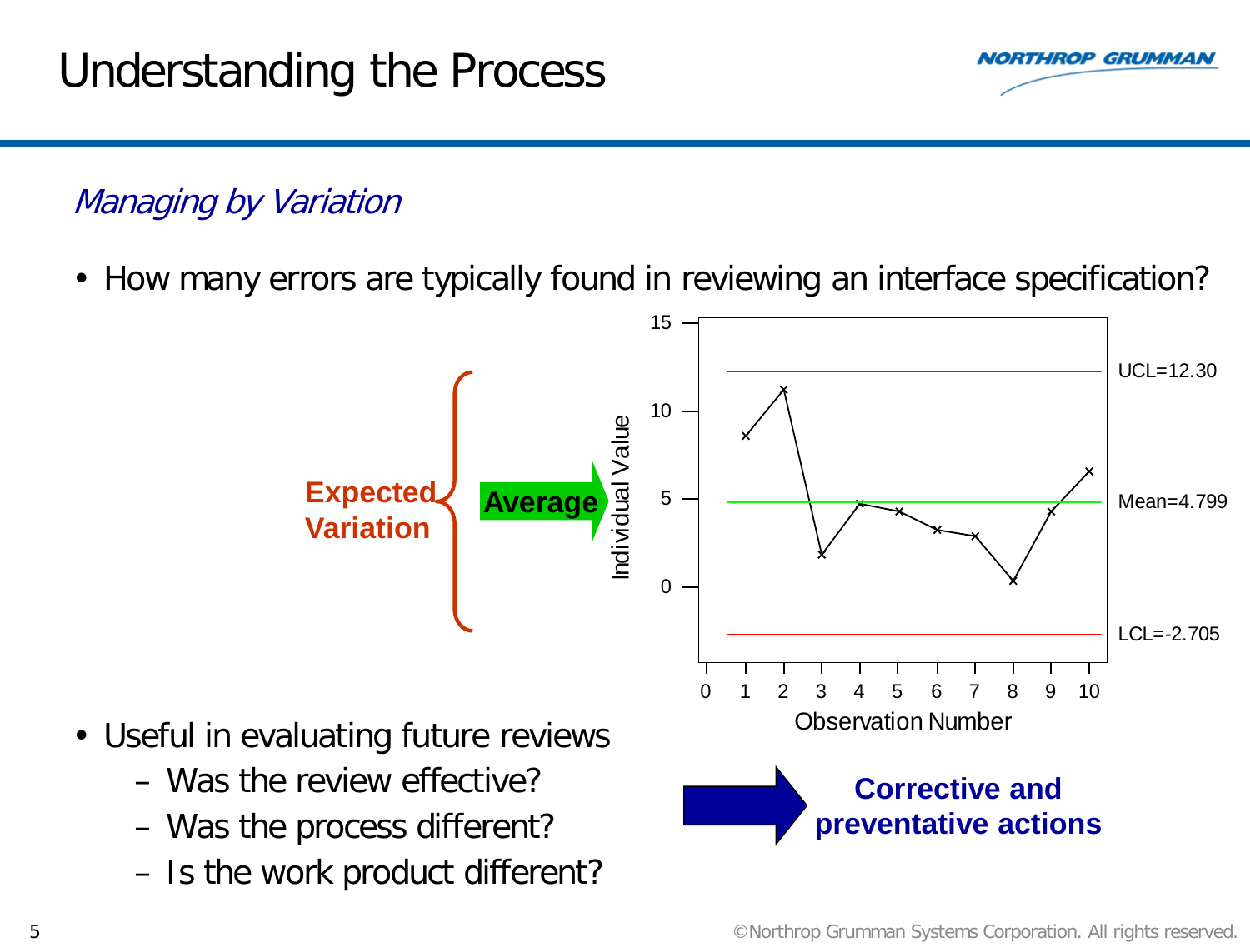# Understanding the Process

*Managing by Variation*

- How many errors are typically found in reviewing an interface specification?

Expected Variation

Average

UCL=12.30

Mean=4.799

LCL=-2.705

Individual Value

Observation Number

- Useful in evaluating future reviews
  - Was the review effective?
  - Was the process different?
  - Is the work product different?

**Corrective and preventative actions**

©Northrop Grumman Systems Corporation. All rights reserved.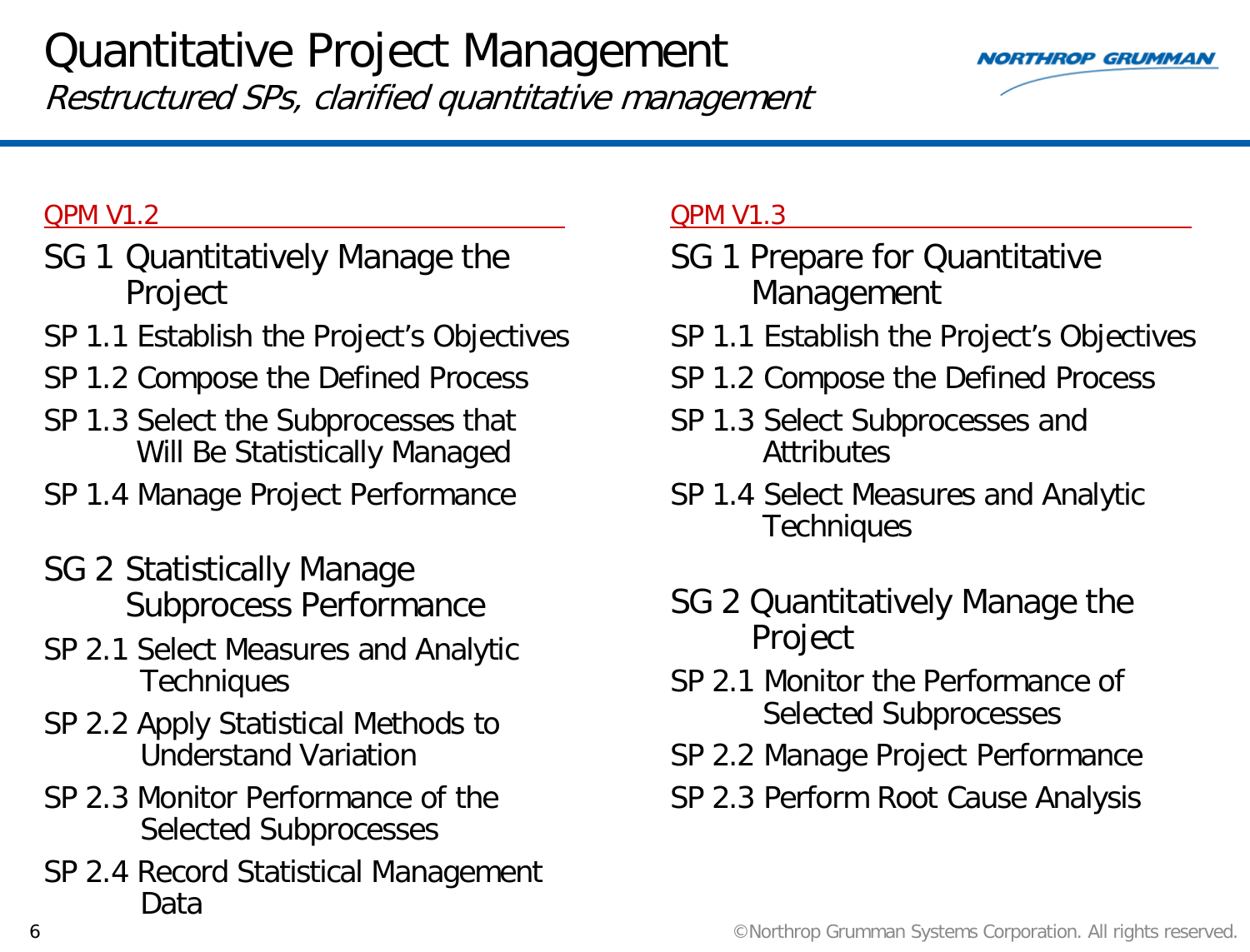# Quantitative Project Management

*Restructured SPs, clarified quantitative management*

NORTHROP GRUMMAN

## QPM V1.2

**SG 1 Quantitatively Manage the Project**

- SP 1.1 Establish the Project's Objectives
- SP 1.2 Compose the Defined Process
- SP 1.3 Select the Subprocesses that Will Be Statistically Managed
- SP 1.4 Manage Project Performance

**SG 2 Statistically Manage Subprocess Performance**

- SP 2.1 Select Measures and Analytic Techniques
- SP 2.2 Apply Statistical Methods to Understand Variation
- SP 2.3 Monitor Performance of the Selected Subprocesses
- SP 2.4 Record Statistical Management Data

## QPM V1.3

**SG 1 Prepare for Quantitative Management**

- SP 1.1 Establish the Project's Objectives
- SP 1.2 Compose the Defined Process
- SP 1.3 Select Subprocesses and Attributes
- SP 1.4 Select Measures and Analytic Techniques

**SG 2 Quantitatively Manage the Project**

- SP 2.1 Monitor the Performance of Selected Subprocesses
- SP 2.2 Manage Project Performance
- SP 2.3 Perform Root Cause Analysis

©Northrop Grumman Systems Corporation. All rights reserved.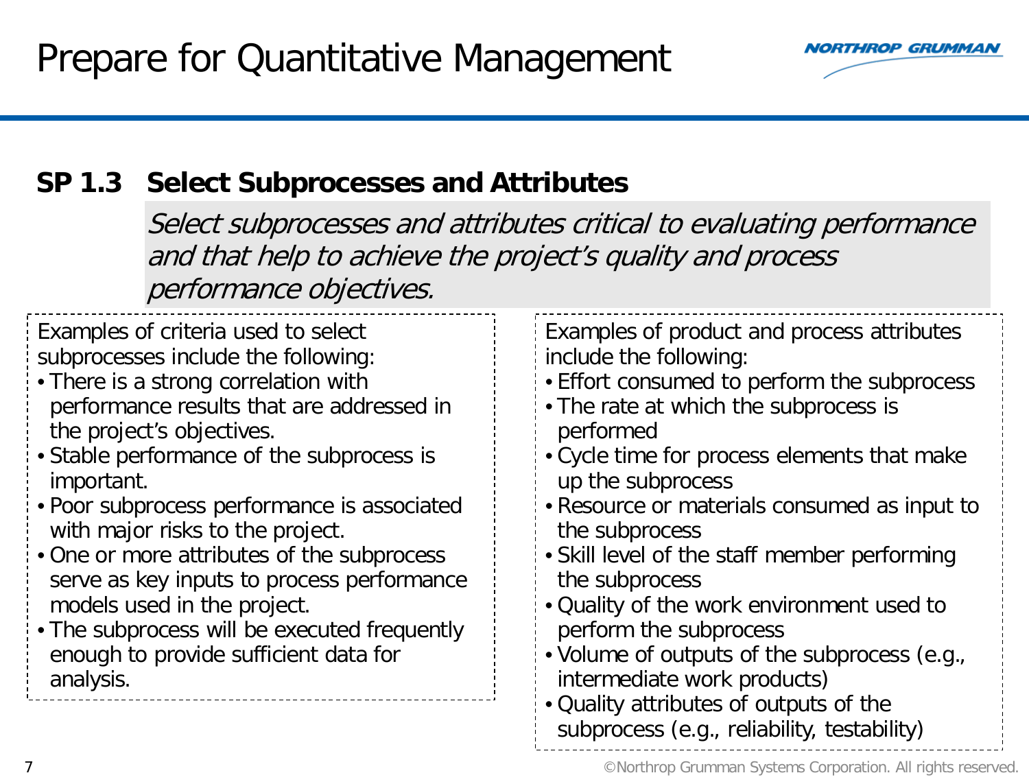# Prepare for Quantitative Management

## SP 1.3 Select Subprocesses and Attributes

*Select subprocesses and attributes critical to evaluating performance and that help to achieve the project's quality and process performance objectives.*

Examples of criteria used to select subprocesses include the following:

- There is a strong correlation with performance results that are addressed in the project's objectives.
- Stable performance of the subprocess is important.
- Poor subprocess performance is associated with major risks to the project.
- One or more attributes of the subprocess serve as key inputs to process performance models used in the project.
- The subprocess will be executed frequently enough to provide sufficient data for analysis.

Examples of product and process attributes include the following:

- Effort consumed to perform the subprocess
- The rate at which the subprocess is performed
- Cycle time for process elements that make up the subprocess
- Resource or materials consumed as input to the subprocess
- Skill level of the staff member performing the subprocess
- Quality of the work environment used to perform the subprocess
- Volume of outputs of the subprocess (e.g., intermediate work products)
- Quality attributes of outputs of the subprocess (e.g., reliability, testability)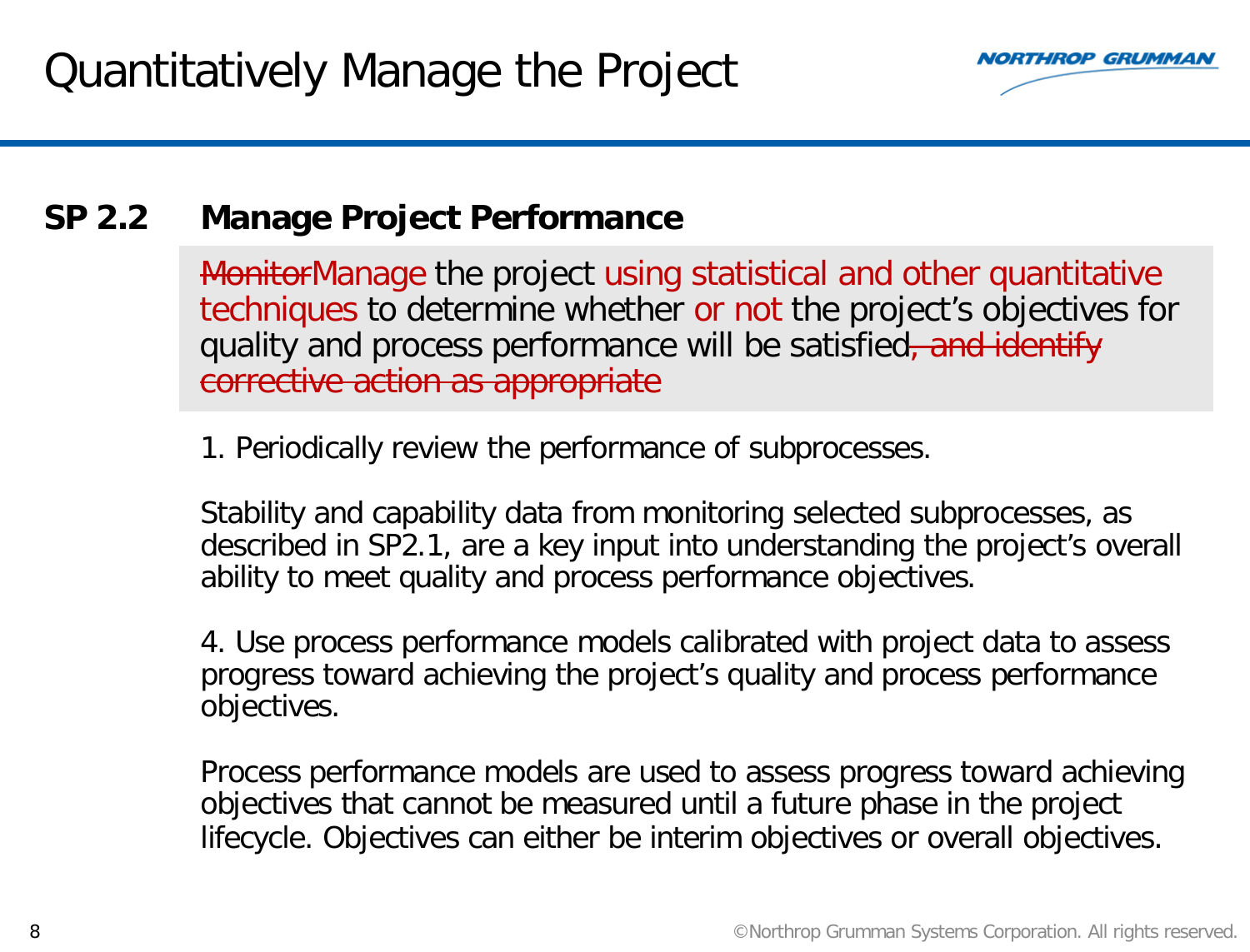# Quantitatively Manage the Project

## SP 2.2 Manage Project Performance

~~Monitor~~Manage the project using statistical and other quantitative techniques to determine whether or not the project's objectives for quality and process performance will be satisfied~~, and identify corrective action as appropriate~~

1. Periodically review the performance of subprocesses.

Stability and capability data from monitoring selected subprocesses, as described in SP2.1, are a key input into understanding the project's overall ability to meet quality and process performance objectives.

4. Use process performance models calibrated with project data to assess progress toward achieving the project's quality and process performance objectives.

Process performance models are used to assess progress toward achieving objectives that cannot be measured until a future phase in the project lifecycle. Objectives can either be interim objectives or overall objectives.

©Northrop Grumman Systems Corporation. All rights reserved.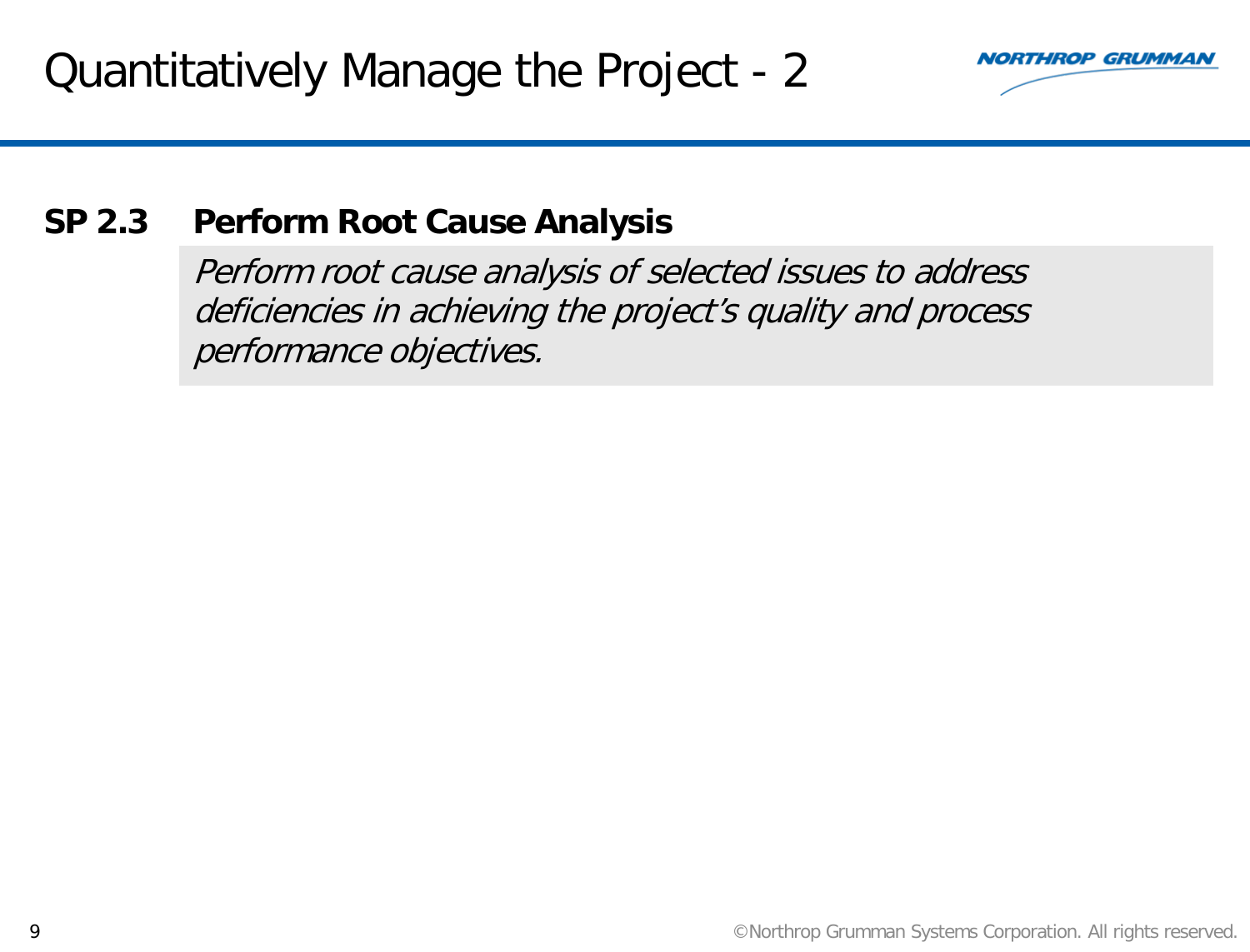# Quantitatively Manage the Project - 2

**SP 2.3 Perform Root Cause Analysis**

*Perform root cause analysis of selected issues to address deficiencies in achieving the project's quality and process performance objectives.*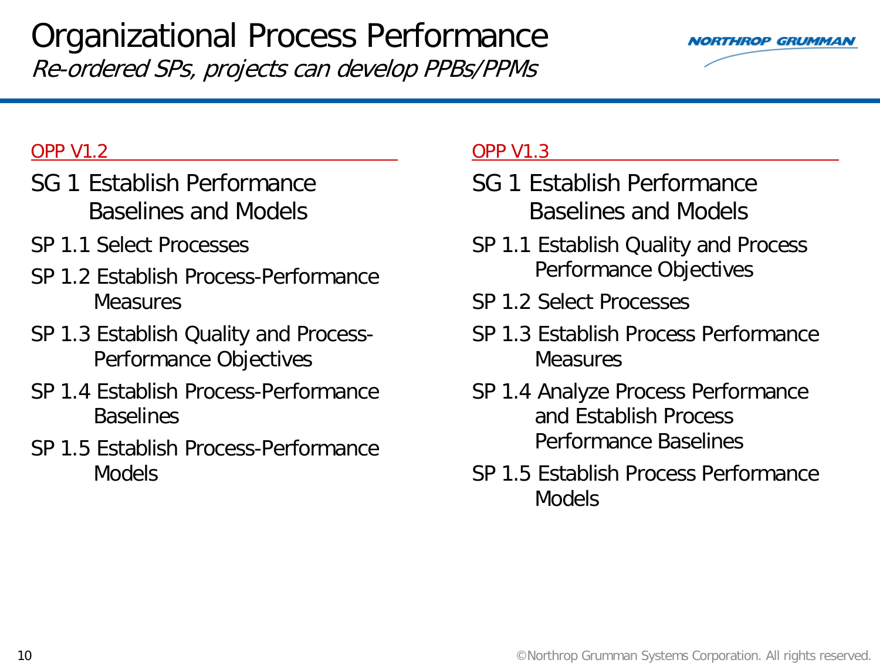# Organizational Process Performance

*Re-ordered SPs, projects can develop PPBs/PPMs*

## OPP V1.2

SG 1 Establish Performance Baselines and Models

- SP 1.1 Select Processes
- SP 1.2 Establish Process-Performance Measures
- SP 1.3 Establish Quality and Process-Performance Objectives
- SP 1.4 Establish Process-Performance Baselines
- SP 1.5 Establish Process-Performance Models

## OPP V1.3

SG 1 Establish Performance Baselines and Models

- SP 1.1 Establish Quality and Process Performance Objectives
- SP 1.2 Select Processes
- SP 1.3 Establish Process Performance Measures
- SP 1.4 Analyze Process Performance and Establish Process Performance Baselines
- SP 1.5 Establish Process Performance Models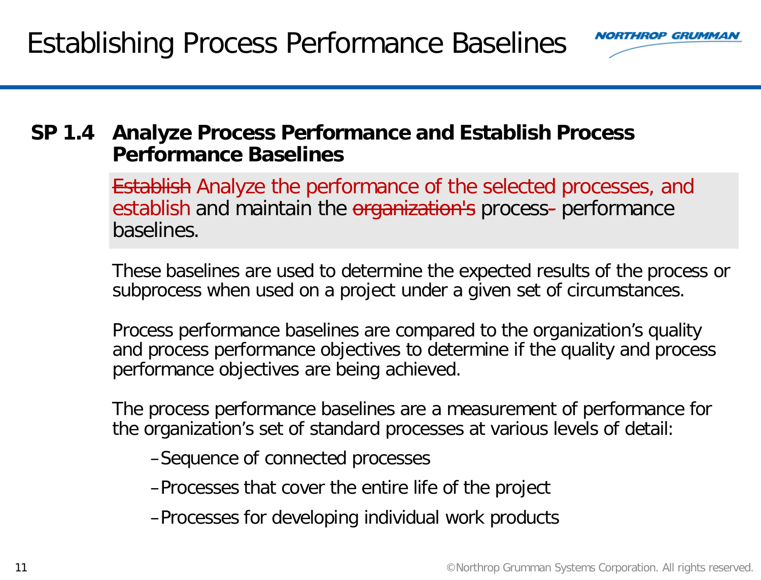# Establishing Process Performance Baselines

**SP 1.4 Analyze Process Performance and Establish Process Performance Baselines**

> ~~Establish~~ Analyze the performance of the selected processes, and establish and maintain the ~~organization's~~ process~~-~~ performance baselines.

These baselines are used to determine the expected results of the process or subprocess when used on a project under a given set of circumstances.

Process performance baselines are compared to the organization's quality and process performance objectives to determine if the quality and process performance objectives are being achieved.

The process performance baselines are a measurement of performance for the organization's set of standard processes at various levels of detail:

- Sequence of connected processes
- Processes that cover the entire life of the project
- Processes for developing individual work products

©Northrop Grumman Systems Corporation. All rights reserved.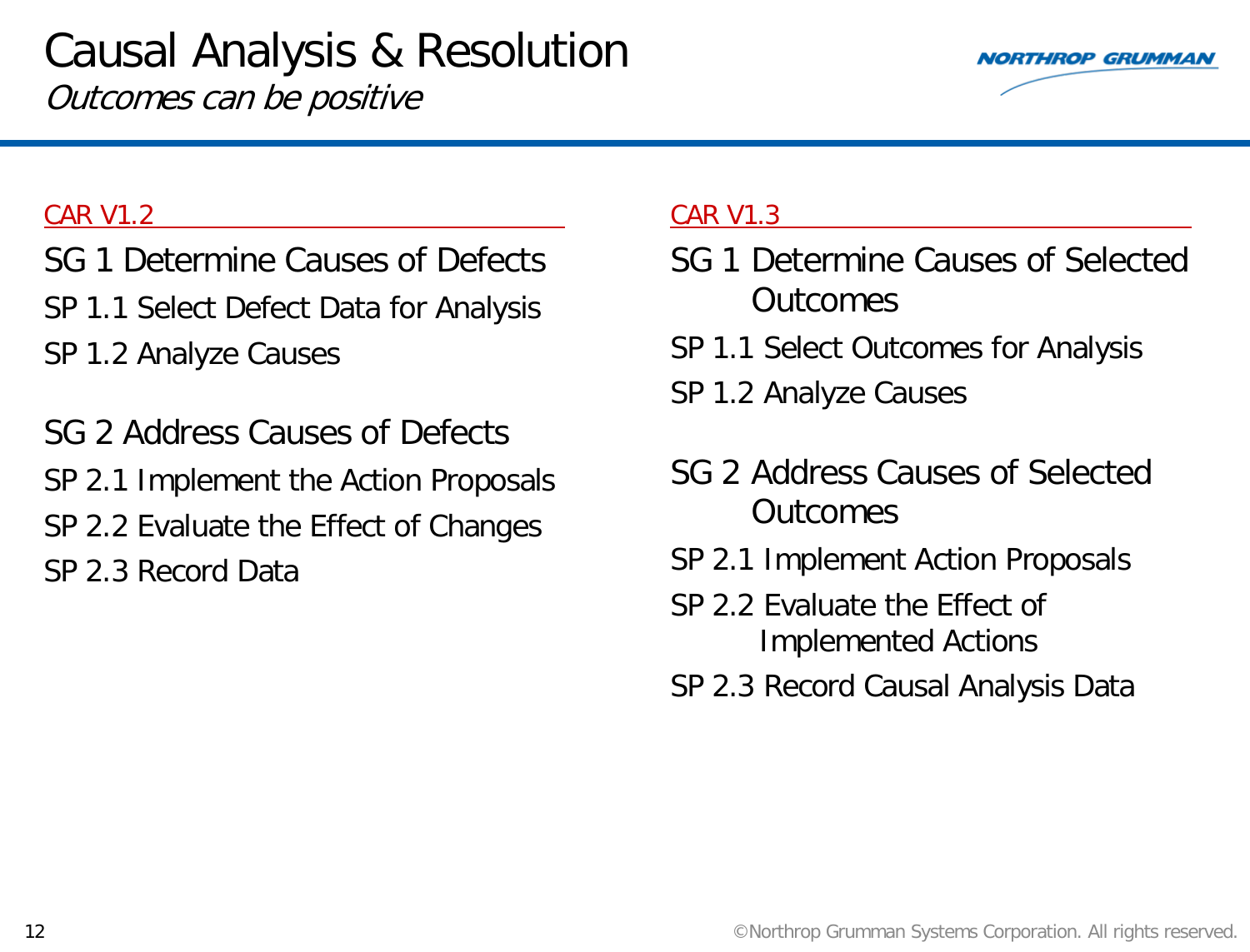# Causal Analysis & Resolution

*Outcomes can be positive*

## CAR V1.2

SG 1 Determine Causes of Defects

SP 1.1 Select Defect Data for Analysis

SP 1.2 Analyze Causes

SG 2 Address Causes of Defects

SP 2.1 Implement the Action Proposals

SP 2.2 Evaluate the Effect of Changes

SP 2.3 Record Data

## CAR V1.3

SG 1 Determine Causes of Selected Outcomes

SP 1.1 Select Outcomes for Analysis

SP 1.2 Analyze Causes

SG 2 Address Causes of Selected Outcomes

SP 2.1 Implement Action Proposals

SP 2.2 Evaluate the Effect of Implemented Actions

SP 2.3 Record Causal Analysis Data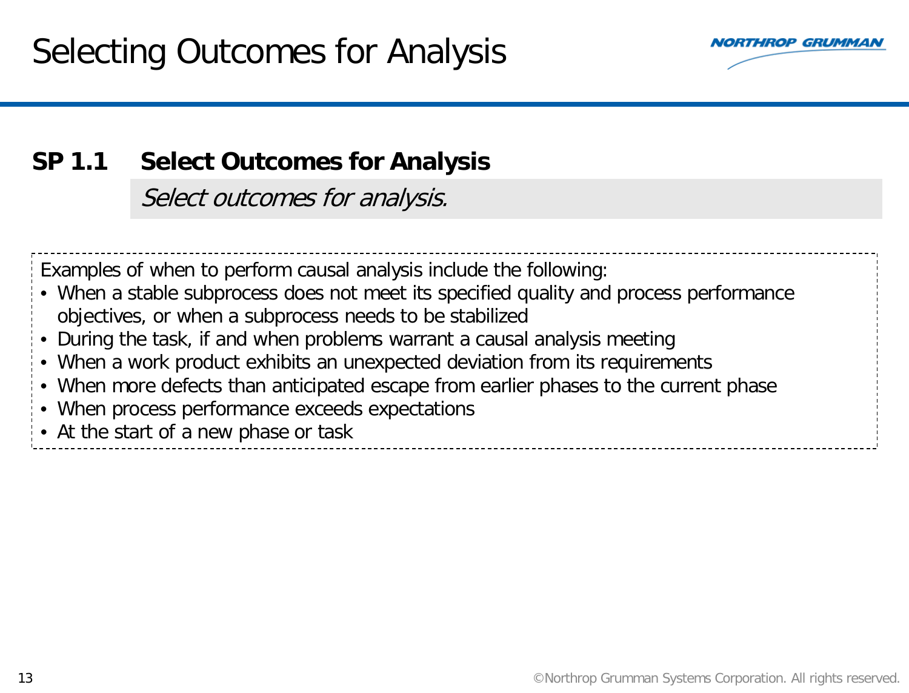# Selecting Outcomes for Analysis

**SP 1.1 Select Outcomes for Analysis**

*Select outcomes for analysis.*

Examples of when to perform causal analysis include the following:

- When a stable subprocess does not meet its specified quality and process performance objectives, or when a subprocess needs to be stabilized
- During the task, if and when problems warrant a causal analysis meeting
- When a work product exhibits an unexpected deviation from its requirements
- When more defects than anticipated escape from earlier phases to the current phase
- When process performance exceeds expectations
- At the start of a new phase or task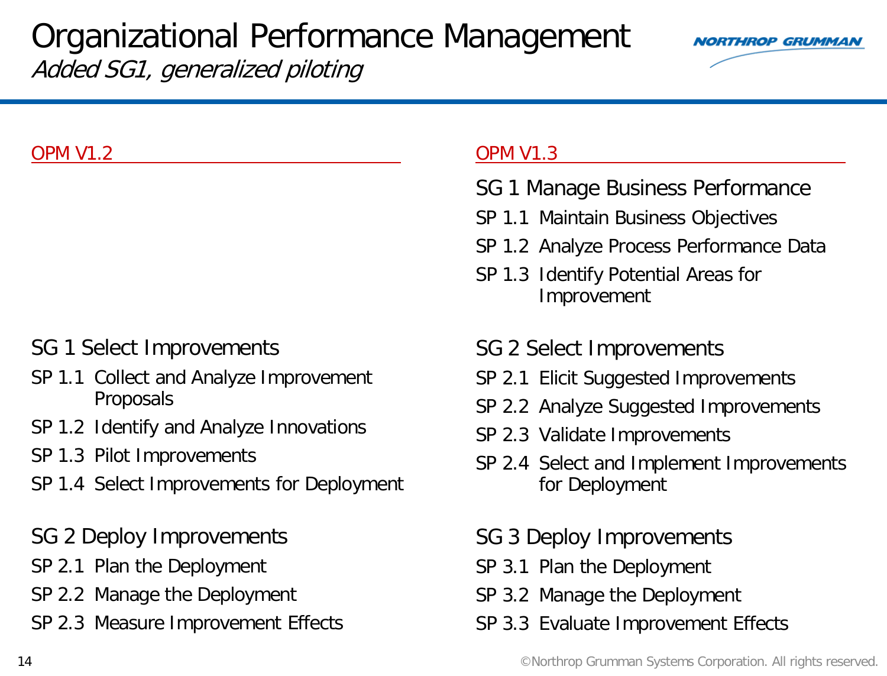# Organizational Performance Management

*Added SG1, generalized piloting*

## OPM V1.2

SG 1 Select Improvements

- SP 1.1 Collect and Analyze Improvement Proposals
- SP 1.2 Identify and Analyze Innovations
- SP 1.3 Pilot Improvements
- SP 1.4 Select Improvements for Deployment

SG 2 Deploy Improvements

- SP 2.1 Plan the Deployment
- SP 2.2 Manage the Deployment
- SP 2.3 Measure Improvement Effects

## OPM V1.3

SG 1 Manage Business Performance

- SP 1.1 Maintain Business Objectives
- SP 1.2 Analyze Process Performance Data
- SP 1.3 Identify Potential Areas for Improvement

SG 2 Select Improvements

- SP 2.1 Elicit Suggested Improvements
- SP 2.2 Analyze Suggested Improvements
- SP 2.3 Validate Improvements
- SP 2.4 Select and Implement Improvements for Deployment

SG 3 Deploy Improvements

- SP 3.1 Plan the Deployment
- SP 3.2 Manage the Deployment
- SP 3.3 Evaluate Improvement Effects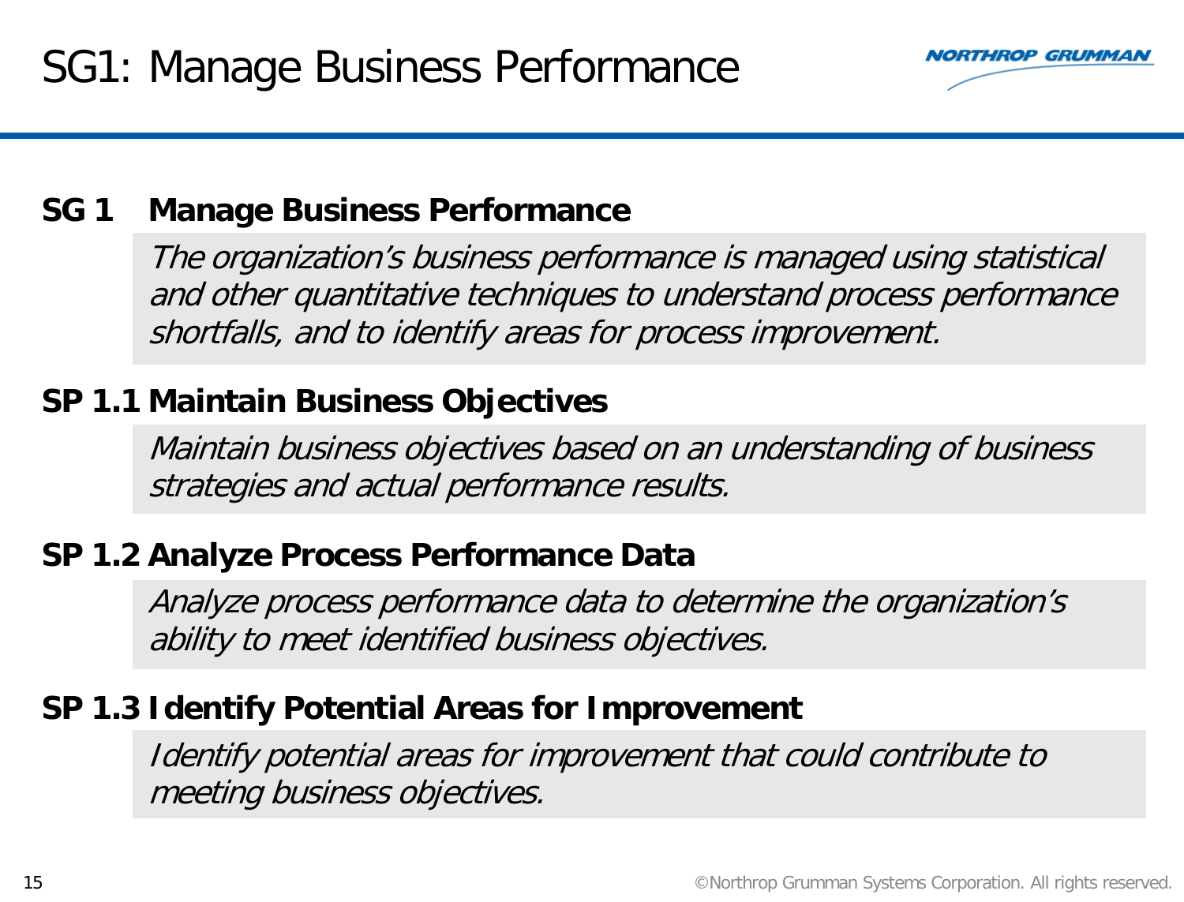# SG1: Manage Business Performance

**SG 1 Manage Business Performance**

*The organization's business performance is managed using statistical and other quantitative techniques to understand process performance shortfalls, and to identify areas for process improvement.*

**SP 1.1 Maintain Business Objectives**

*Maintain business objectives based on an understanding of business strategies and actual performance results.*

**SP 1.2 Analyze Process Performance Data**

*Analyze process performance data to determine the organization's ability to meet identified business objectives.*

**SP 1.3 Identify Potential Areas for Improvement**

*Identify potential areas for improvement that could contribute to meeting business objectives.*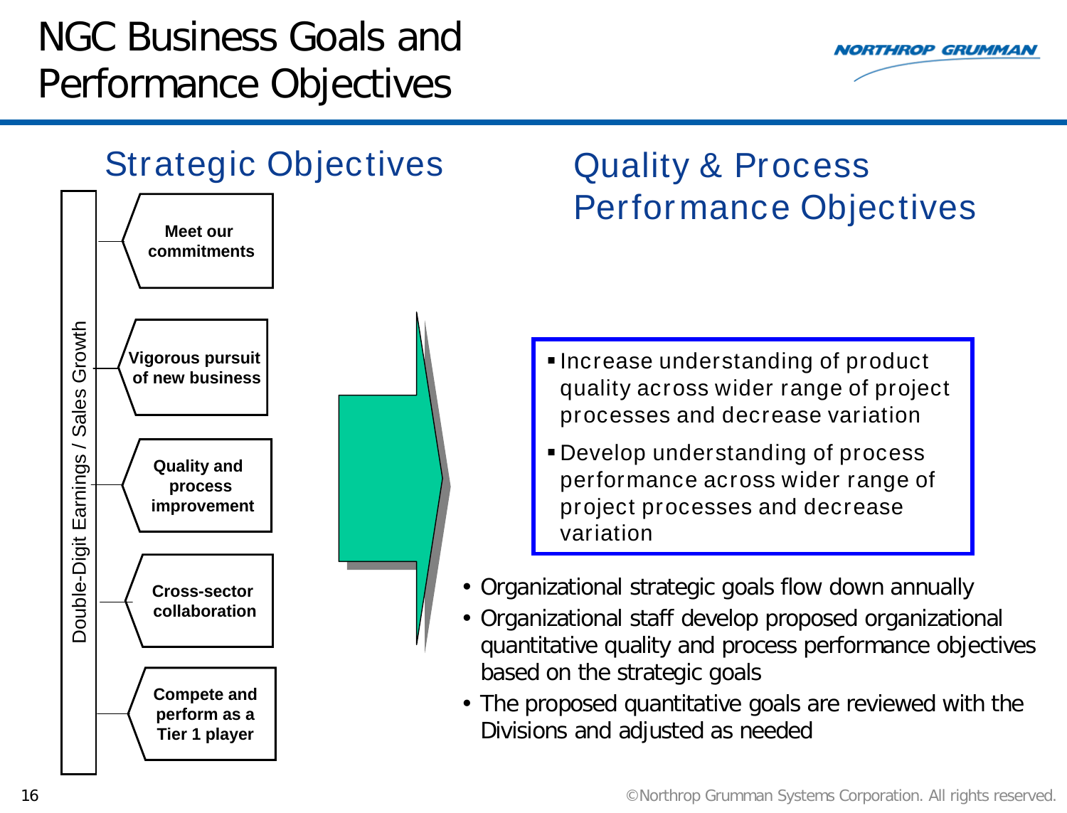# NGC Business Goals and Performance Objectives

## Strategic Objectives

Double-Digit Earnings / Sales Growth

- Meet our commitments
- Vigorous pursuit of new business
- Quality and process improvement
- Cross-sector collaboration
- Compete and perform as a Tier 1 player

## Quality & Process Performance Objectives

- Increase understanding of product quality across wider range of project processes and decrease variation
- Develop understanding of process performance across wider range of project processes and decrease variation

- Organizational strategic goals flow down annually
- Organizational staff develop proposed organizational quantitative quality and process performance objectives based on the strategic goals
- The proposed quantitative goals are reviewed with the Divisions and adjusted as needed

©Northrop Grumman Systems Corporation. All rights reserved.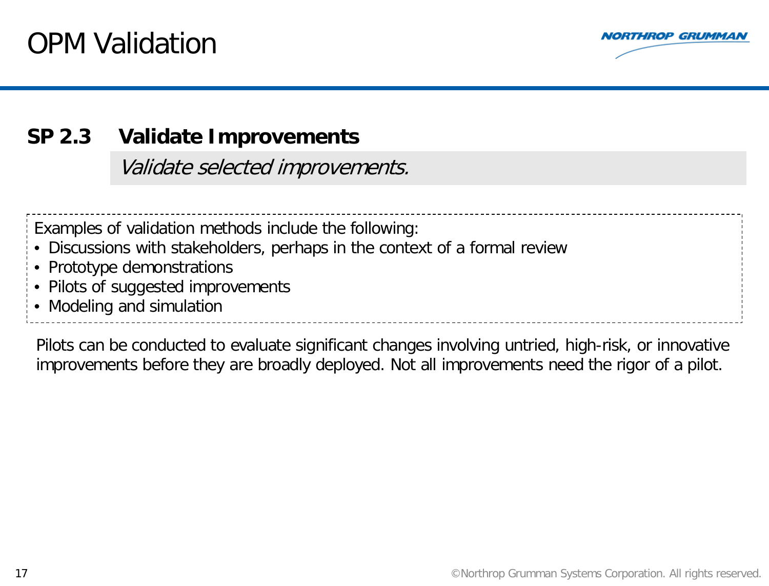# OPM Validation

## SP 2.3 Validate Improvements

*Validate selected improvements.*

Examples of validation methods include the following:

- Discussions with stakeholders, perhaps in the context of a formal review
- Prototype demonstrations
- Pilots of suggested improvements
- Modeling and simulation

Pilots can be conducted to evaluate significant changes involving untried, high-risk, or innovative improvements before they are broadly deployed. Not all improvements need the rigor of a pilot.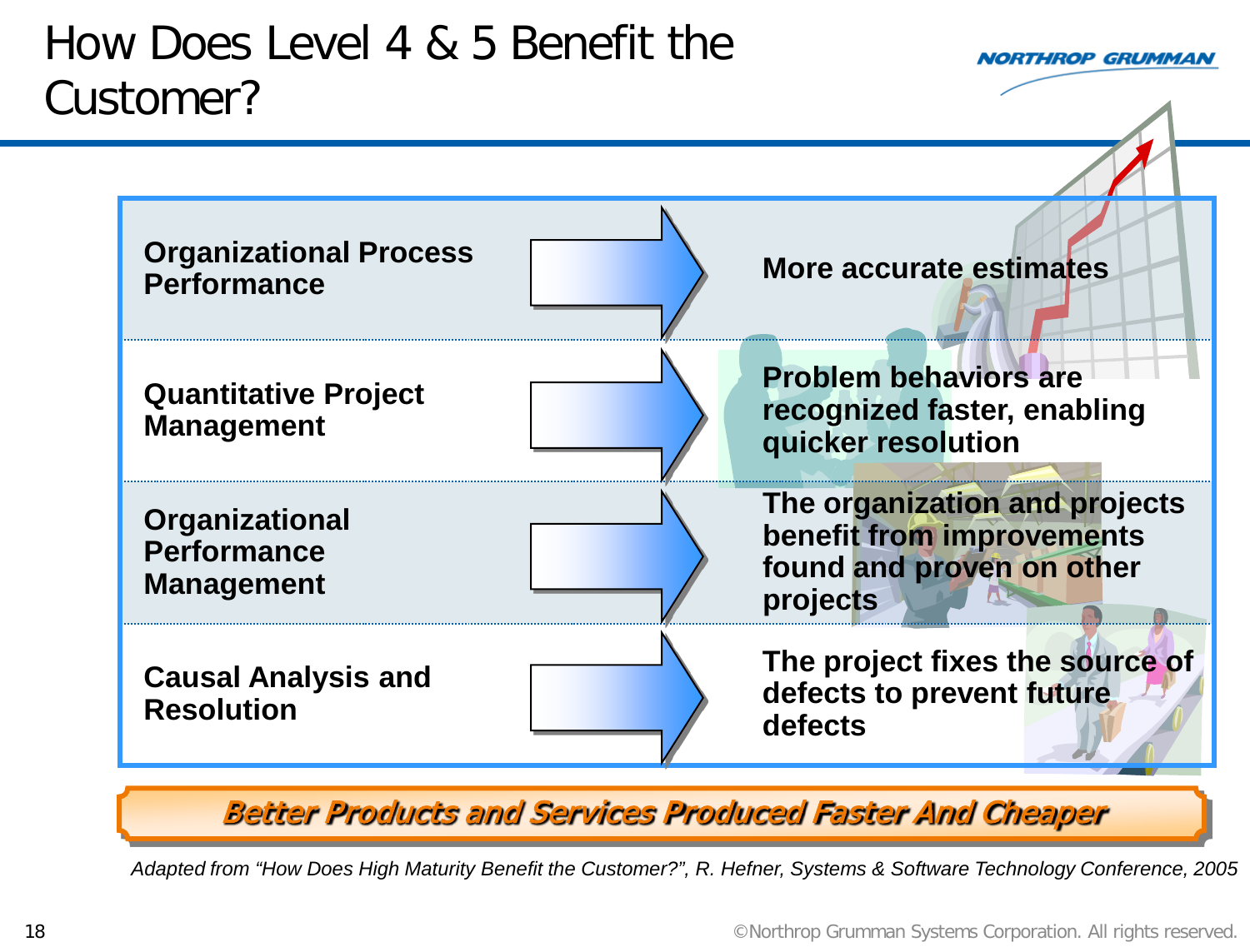# How Does Level 4 & 5 Benefit the Customer?

| | |
|---|---|
| **Organizational Process Performance** | **More accurate estimates** |
| **Quantitative Project Management** | **Problem behaviors are recognized faster, enabling quicker resolution** |
| **Organizational Performance Management** | **The organization and projects benefit from improvements found and proven on other projects** |
| **Causal Analysis and Resolution** | **The project fixes the source of defects to prevent future defects** |

***Better Products and Services Produced Faster And Cheaper***

*Adapted from "How Does High Maturity Benefit the Customer?", R. Hefner, Systems & Software Technology Conference, 2005*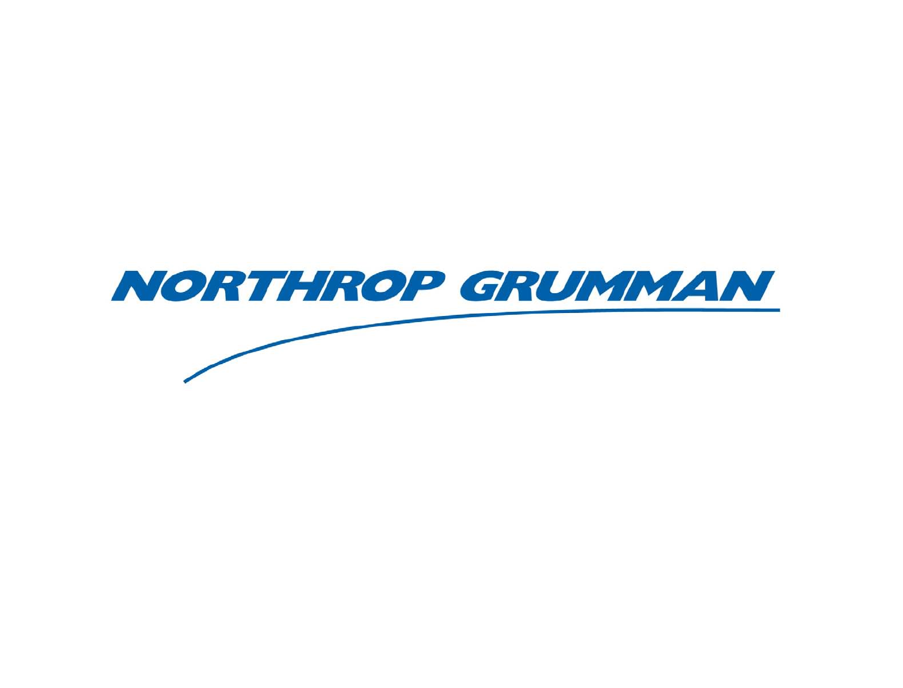NORTHROP GRUMMAN